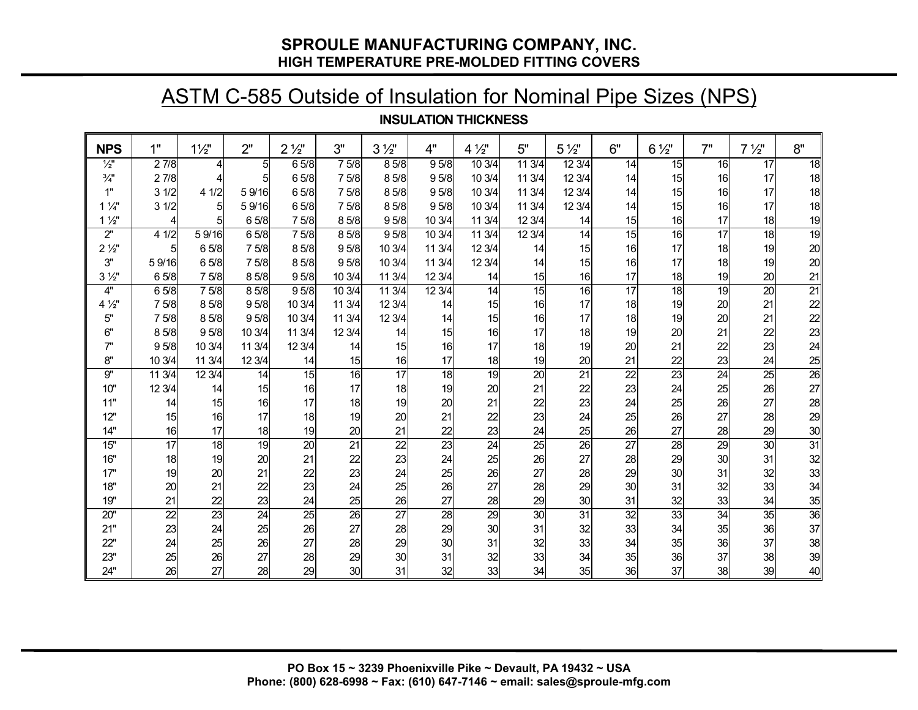# SPROULE MANUFACTURING COMPANY, INC.

## HIGH TEMPERATURE PRE-MOLDED FITTING COVERS

## ASTM C-585 Outside of Insulation for Nominal Pipe Sizes (NPS)

**INSULATION THICKNESS**

| NPS | 1" | 1½" | 2" | 2 ½" | 3" | 3 ½" | 4" | 4 ½" | 5" | 5 ½" | 6" | 6 ½" | 7" | 7 ½" | 8" |
|---|---|---|---|---|---|---|---|---|---|---|---|---|---|---|---|
| ½" | 2 7/8 | 4 | 5 | 6 5/8 | 7 5/8 | 8 5/8 | 9 5/8 | 10 3/4 | 11 3/4 | 12 3/4 | 14 | 15 | 16 | 17 | 18 |
| ¾" | 2 7/8 | 4 | 5 | 6 5/8 | 7 5/8 | 8 5/8 | 9 5/8 | 10 3/4 | 11 3/4 | 12 3/4 | 14 | 15 | 16 | 17 | 18 |
| 1" | 3 1/2 | 4 1/2 | 5 9/16 | 6 5/8 | 7 5/8 | 8 5/8 | 9 5/8 | 10 3/4 | 11 3/4 | 12 3/4 | 14 | 15 | 16 | 17 | 18 |
| 1 ¼" | 3 1/2 | 5 | 5 9/16 | 6 5/8 | 7 5/8 | 8 5/8 | 9 5/8 | 10 3/4 | 11 3/4 | 12 3/4 | 14 | 15 | 16 | 17 | 18 |
| 1 ½" | 4 | 5 | 6 5/8 | 7 5/8 | 8 5/8 | 9 5/8 | 10 3/4 | 11 3/4 | 12 3/4 | 14 | 15 | 16 | 17 | 18 | 19 |
| 2" | 4 1/2 | 5 9/16 | 6 5/8 | 7 5/8 | 8 5/8 | 9 5/8 | 10 3/4 | 11 3/4 | 12 3/4 | 14 | 15 | 16 | 17 | 18 | 19 |
| 2 ½" | 5 | 6 5/8 | 7 5/8 | 8 5/8 | 9 5/8 | 10 3/4 | 11 3/4 | 12 3/4 | 14 | 15 | 16 | 17 | 18 | 19 | 20 |
| 3" | 5 9/16 | 6 5/8 | 7 5/8 | 8 5/8 | 9 5/8 | 10 3/4 | 11 3/4 | 12 3/4 | 14 | 15 | 16 | 17 | 18 | 19 | 20 |
| 3 ½" | 6 5/8 | 7 5/8 | 8 5/8 | 9 5/8 | 10 3/4 | 11 3/4 | 12 3/4 | 14 | 15 | 16 | 17 | 18 | 19 | 20 | 21 |
| 4" | 6 5/8 | 7 5/8 | 8 5/8 | 9 5/8 | 10 3/4 | 11 3/4 | 12 3/4 | 14 | 15 | 16 | 17 | 18 | 19 | 20 | 21 |
| 4 ½" | 7 5/8 | 8 5/8 | 9 5/8 | 10 3/4 | 11 3/4 | 12 3/4 | 14 | 15 | 16 | 17 | 18 | 19 | 20 | 21 | 22 |
| 5" | 7 5/8 | 8 5/8 | 9 5/8 | 10 3/4 | 11 3/4 | 12 3/4 | 14 | 15 | 16 | 17 | 18 | 19 | 20 | 21 | 22 |
| 6" | 8 5/8 | 9 5/8 | 10 3/4 | 11 3/4 | 12 3/4 | 14 | 15 | 16 | 17 | 18 | 19 | 20 | 21 | 22 | 23 |
| 7" | 9 5/8 | 10 3/4 | 11 3/4 | 12 3/4 | 14 | 15 | 16 | 17 | 18 | 19 | 20 | 21 | 22 | 23 | 24 |
| 8" | 10 3/4 | 11 3/4 | 12 3/4 | 14 | 15 | 16 | 17 | 18 | 19 | 20 | 21 | 22 | 23 | 24 | 25 |
| 9" | 11 3/4 | 12 3/4 | 14 | 15 | 16 | 17 | 18 | 19 | 20 | 21 | 22 | 23 | 24 | 25 | 26 |
| 10" | 12 3/4 | 14 | 15 | 16 | 17 | 18 | 19 | 20 | 21 | 22 | 23 | 24 | 25 | 26 | 27 |
| 11" | 14 | 15 | 16 | 17 | 18 | 19 | 20 | 21 | 22 | 23 | 24 | 25 | 26 | 27 | 28 |
| 12" | 15 | 16 | 17 | 18 | 19 | 20 | 21 | 22 | 23 | 24 | 25 | 26 | 27 | 28 | 29 |
| 14" | 16 | 17 | 18 | 19 | 20 | 21 | 22 | 23 | 24 | 25 | 26 | 27 | 28 | 29 | 30 |
| 15" | 17 | 18 | 19 | 20 | 21 | 22 | 23 | 24 | 25 | 26 | 27 | 28 | 29 | 30 | 31 |
| 16" | 18 | 19 | 20 | 21 | 22 | 23 | 24 | 25 | 26 | 27 | 28 | 29 | 30 | 31 | 32 |
| 17" | 19 | 20 | 21 | 22 | 23 | 24 | 25 | 26 | 27 | 28 | 29 | 30 | 31 | 32 | 33 |
| 18" | 20 | 21 | 22 | 23 | 24 | 25 | 26 | 27 | 28 | 29 | 30 | 31 | 32 | 33 | 34 |
| 19" | 21 | 22 | 23 | 24 | 25 | 26 | 27 | 28 | 29 | 30 | 31 | 32 | 33 | 34 | 35 |
| 20" | 22 | 23 | 24 | 25 | 26 | 27 | 28 | 29 | 30 | 31 | 32 | 33 | 34 | 35 | 36 |
| 21" | 23 | 24 | 25 | 26 | 27 | 28 | 29 | 30 | 31 | 32 | 33 | 34 | 35 | 36 | 37 |
| 22" | 24 | 25 | 26 | 27 | 28 | 29 | 30 | 31 | 32 | 33 | 34 | 35 | 36 | 37 | 38 |
| 23" | 25 | 26 | 27 | 28 | 29 | 30 | 31 | 32 | 33 | 34 | 35 | 36 | 37 | 38 | 39 |
| 24" | 26 | 27 | 28 | 29 | 30 | 31 | 32 | 33 | 34 | 35 | 36 | 37 | 38 | 39 | 40 |

**PO Box 15 ~ 3239 Phoenixville Pike ~ Devault, PA 19432 ~ USA**
**Phone: (800) 628-6998 ~ Fax: (610) 647-7146 ~ email: sales@sproule-mfg.com**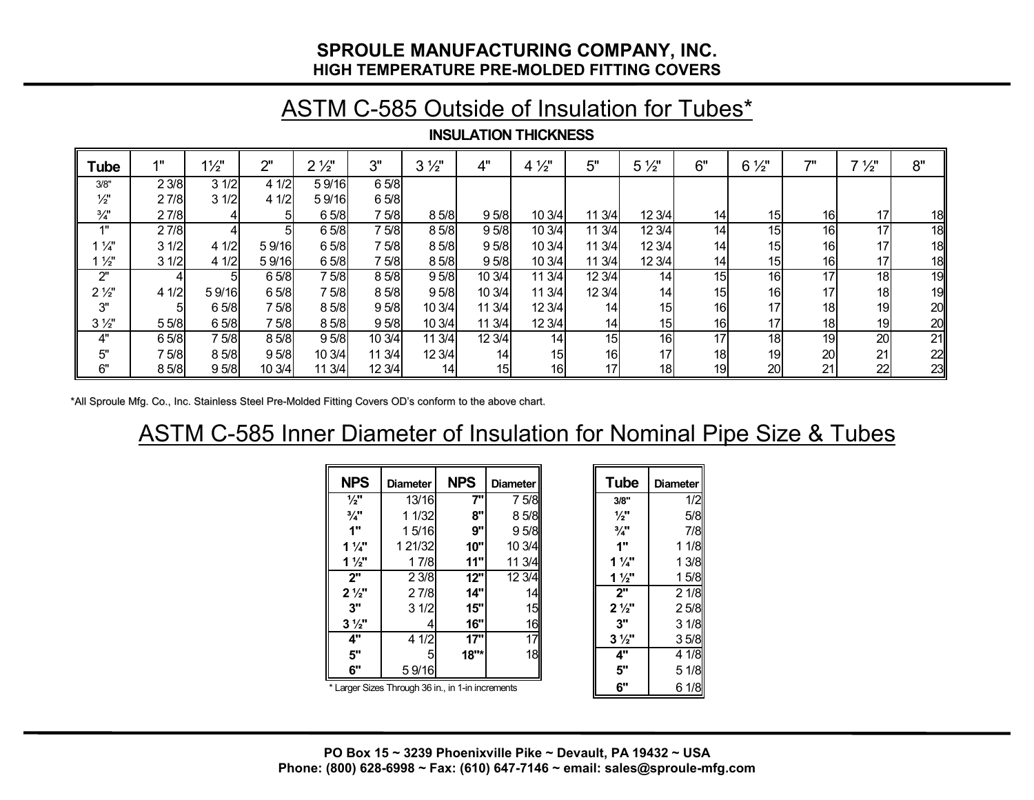**SPROULE MANUFACTURING COMPANY, INC.**
**HIGH TEMPERATURE PRE-MOLDED FITTING COVERS**

# ASTM C-585 Outside of Insulation for Tubes*

**INSULATION THICKNESS**

| Tube | 1" | 1½" | 2" | 2 ½" | 3" | 3 ½" | 4" | 4 ½" | 5" | 5 ½" | 6" | 6 ½" | 7" | 7 ½" | 8" |
|---|---|---|---|---|---|---|---|---|---|---|---|---|---|---|---|
| 3/8" | 2 3/8 | 3 1/2 | 4 1/2 | 5 9/16 | 6 5/8 | | | | | | | | | | |
| ½" | 2 7/8 | 3 1/2 | 4 1/2 | 5 9/16 | 6 5/8 | | | | | | | | | | |
| ¾" | 2 7/8 | 4 | 5 | 6 5/8 | 7 5/8 | 8 5/8 | 9 5/8 | 10 3/4 | 11 3/4 | 12 3/4 | 14 | 15 | 16 | 17 | 18 |
| 1" | 2 7/8 | 4 | 5 | 6 5/8 | 7 5/8 | 8 5/8 | 9 5/8 | 10 3/4 | 11 3/4 | 12 3/4 | 14 | 15 | 16 | 17 | 18 |
| 1 ¼" | 3 1/2 | 4 1/2 | 5 9/16 | 6 5/8 | 7 5/8 | 8 5/8 | 9 5/8 | 10 3/4 | 11 3/4 | 12 3/4 | 14 | 15 | 16 | 17 | 18 |
| 1 ½" | 3 1/2 | 4 1/2 | 5 9/16 | 6 5/8 | 7 5/8 | 8 5/8 | 9 5/8 | 10 3/4 | 11 3/4 | 12 3/4 | 14 | 15 | 16 | 17 | 18 |
| 2" | 4 | 5 | 6 5/8 | 7 5/8 | 8 5/8 | 9 5/8 | 10 3/4 | 11 3/4 | 12 3/4 | 14 | 15 | 16 | 17 | 18 | 19 |
| 2 ½" | 4 1/2 | 5 9/16 | 6 5/8 | 7 5/8 | 8 5/8 | 9 5/8 | 10 3/4 | 11 3/4 | 12 3/4 | 14 | 15 | 16 | 17 | 18 | 19 |
| 3" | 5 | 6 5/8 | 7 5/8 | 8 5/8 | 9 5/8 | 10 3/4 | 11 3/4 | 12 3/4 | 14 | 15 | 16 | 17 | 18 | 19 | 20 |
| 3 ½" | 5 5/8 | 6 5/8 | 7 5/8 | 8 5/8 | 9 5/8 | 10 3/4 | 11 3/4 | 12 3/4 | 14 | 15 | 16 | 17 | 18 | 19 | 20 |
| 4" | 6 5/8 | 7 5/8 | 8 5/8 | 9 5/8 | 10 3/4 | 11 3/4 | 12 3/4 | 14 | 15 | 16 | 17 | 18 | 19 | 20 | 21 |
| 5" | 7 5/8 | 8 5/8 | 9 5/8 | 10 3/4 | 11 3/4 | 12 3/4 | 14 | 15 | 16 | 17 | 18 | 19 | 20 | 21 | 22 |
| 6" | 8 5/8 | 9 5/8 | 10 3/4 | 11 3/4 | 12 3/4 | 14 | 15 | 16 | 17 | 18 | 19 | 20 | 21 | 22 | 23 |

*All Sproule Mfg. Co., Inc. Stainless Steel Pre-Molded Fitting Covers OD's conform to the above chart.

# ASTM C-585 Inner Diameter of Insulation for Nominal Pipe Size & Tubes

| NPS | Diameter | NPS | Diameter |
|---|---|---|---|
| ½" | 13/16 | 7" | 7 5/8 |
| ¾" | 1 1/32 | 8" | 8 5/8 |
| 1" | 1 5/16 | 9" | 9 5/8 |
| 1 ¼" | 1 21/32 | 10" | 10 3/4 |
| 1 ½" | 1 7/8 | 11" | 11 3/4 |
| 2" | 2 3/8 | 12" | 12 3/4 |
| 2 ½" | 2 7/8 | 14" | 14 |
| 3" | 3 1/2 | 15" | 15 |
| 3 ½" | 4 | 16" | 16 |
| 4" | 4 1/2 | 17" | 17 |
| 5" | 5 | 18"* | 18 |
| 6" | 5 9/16 | | |

* Larger Sizes Through 36 in., in 1-in increments

| Tube | Diameter |
|---|---|
| 3/8" | 1/2 |
| ½" | 5/8 |
| ¾" | 7/8 |
| 1" | 1 1/8 |
| 1 ¼" | 1 3/8 |
| 1 ½" | 1 5/8 |
| 2" | 2 1/8 |
| 2 ½" | 2 5/8 |
| 3" | 3 1/8 |
| 3 ½" | 3 5/8 |
| 4" | 4 1/8 |
| 5" | 5 1/8 |
| 6" | 6 1/8 |

**PO Box 15 ~ 3239 Phoenixville Pike ~ Devault, PA 19432 ~ USA**
**Phone: (800) 628-6998 ~ Fax: (610) 647-7146 ~ email: sales@sproule-mfg.com**